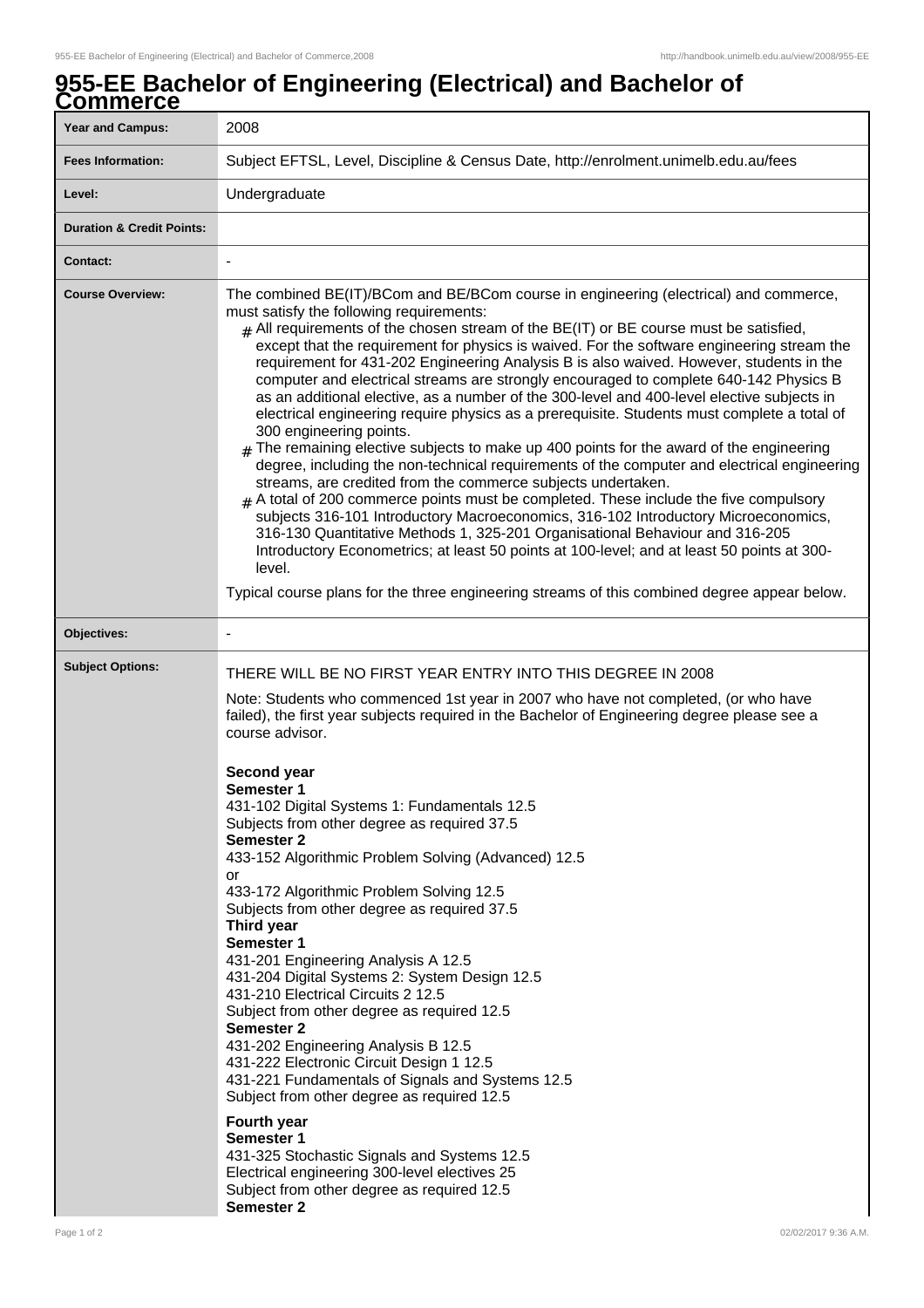# 955-EE Bachelor of Engineering (Electrical) and Bachelor of Commerce

| | |
|---|---|
| **Year and Campus:** | 2008 |
| **Fees Information:** | Subject EFTSL, Level, Discipline & Census Date, http://enrolment.unimelb.edu.au/fees |
| **Level:** | Undergraduate |
| **Duration & Credit Points:** | |
| **Contact:** | - |
| **Course Overview:** | The combined BE(IT)/BCom and BE/BCom course in engineering (electrical) and commerce, must satisfy the following requirements:<br># All requirements of the chosen stream of the BE(IT) or BE course must be satisfied, except that the requirement for physics is waived. For the software engineering stream the requirement for 431-202 Engineering Analysis B is also waived. However, students in the computer and electrical streams are strongly encouraged to complete 640-142 Physics B as an additional elective, as a number of the 300-level and 400-level elective subjects in electrical engineering require physics as a prerequisite. Students must complete a total of 300 engineering points.<br># The remaining elective subjects to make up 400 points for the award of the engineering degree, including the non-technical requirements of the computer and electrical engineering streams, are credited from the commerce subjects undertaken.<br># A total of 200 commerce points must be completed. These include the five compulsory subjects 316-101 Introductory Macroeconomics, 316-102 Introductory Microeconomics, 316-130 Quantitative Methods 1, 325-201 Organisational Behaviour and 316-205 Introductory Econometrics; at least 50 points at 100-level; and at least 50 points at 300-level.<br><br>Typical course plans for the three engineering streams of this combined degree appear below. |
| **Objectives:** | - |
| **Subject Options:** | THERE WILL BE NO FIRST YEAR ENTRY INTO THIS DEGREE IN 2008<br><br>Note: Students who commenced 1st year in 2007 who have not completed, (or who have failed), the first year subjects required in the Bachelor of Engineering degree please see a course advisor.<br><br>**Second year**<br>**Semester 1**<br>431-102 Digital Systems 1: Fundamentals 12.5<br>Subjects from other degree as required 37.5<br>**Semester 2**<br>433-152 Algorithmic Problem Solving (Advanced) 12.5<br>or<br>433-172 Algorithmic Problem Solving 12.5<br>Subjects from other degree as required 37.5<br>**Third year**<br>**Semester 1**<br>431-201 Engineering Analysis A 12.5<br>431-204 Digital Systems 2: System Design 12.5<br>431-210 Electrical Circuits 2 12.5<br>Subject from other degree as required 12.5<br>**Semester 2**<br>431-202 Engineering Analysis B 12.5<br>431-222 Electronic Circuit Design 1 12.5<br>431-221 Fundamentals of Signals and Systems 12.5<br>Subject from other degree as required 12.5<br><br>**Fourth year**<br>**Semester 1**<br>431-325 Stochastic Signals and Systems 12.5<br>Electrical engineering 300-level electives 25<br>Subject from other degree as required 12.5<br>**Semester 2** |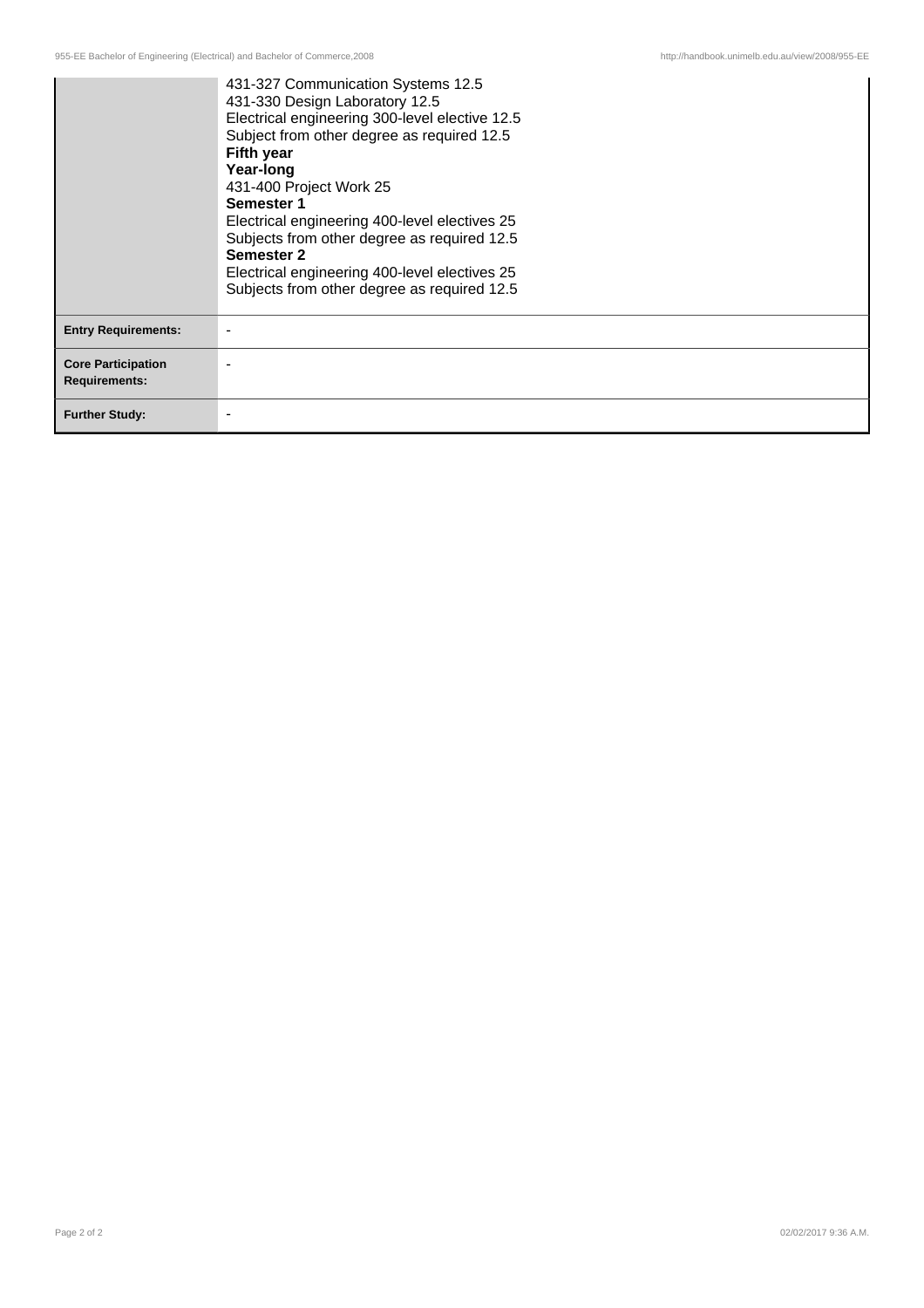| | |
|---|---|
| | 431-327 Communication Systems 12.5<br>431-330 Design Laboratory 12.5<br>Electrical engineering 300-level elective 12.5<br>Subject from other degree as required 12.5<br>**Fifth year**<br>**Year-long**<br>431-400 Project Work 25<br>**Semester 1**<br>Electrical engineering 400-level electives 25<br>Subjects from other degree as required 12.5<br>**Semester 2**<br>Electrical engineering 400-level electives 25<br>Subjects from other degree as required 12.5 |
| **Entry Requirements:** | - |
| **Core Participation Requirements:** | - |
| **Further Study:** | - |